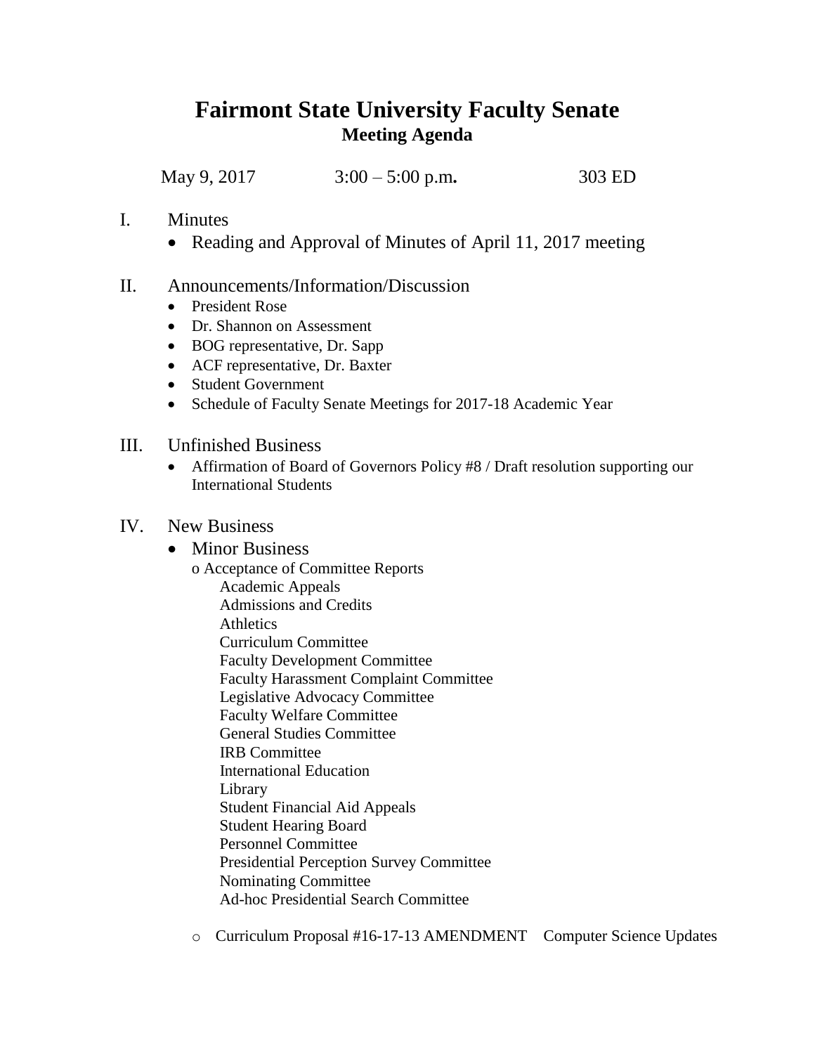# Fairmont State University Faculty Senate

## Meeting Agenda

May 9, 2017 3:00 – 5:00 p.m**.** 303 ED

I. Minutes

- Reading and Approval of Minutes of April 11, 2017 meeting

II. Announcements/Information/Discussion

- President Rose
- Dr. Shannon on Assessment
- BOG representative, Dr. Sapp
- ACF representative, Dr. Baxter
- Student Government
- Schedule of Faculty Senate Meetings for 2017-18 Academic Year

III. Unfinished Business

- Affirmation of Board of Governors Policy #8 / Draft resolution supporting our International Students

IV. New Business

- Minor Business
  - Acceptance of Committee Reports
    - Academic Appeals
    - Admissions and Credits
    - Athletics
    - Curriculum Committee
    - Faculty Development Committee
    - Faculty Harassment Complaint Committee
    - Legislative Advocacy Committee
    - Faculty Welfare Committee
    - General Studies Committee
    - IRB Committee
    - International Education
    - Library
    - Student Financial Aid Appeals
    - Student Hearing Board
    - Personnel Committee
    - Presidential Perception Survey Committee
    - Nominating Committee
    - Ad-hoc Presidential Search Committee
  - Curriculum Proposal #16-17-13 AMENDMENT Computer Science Updates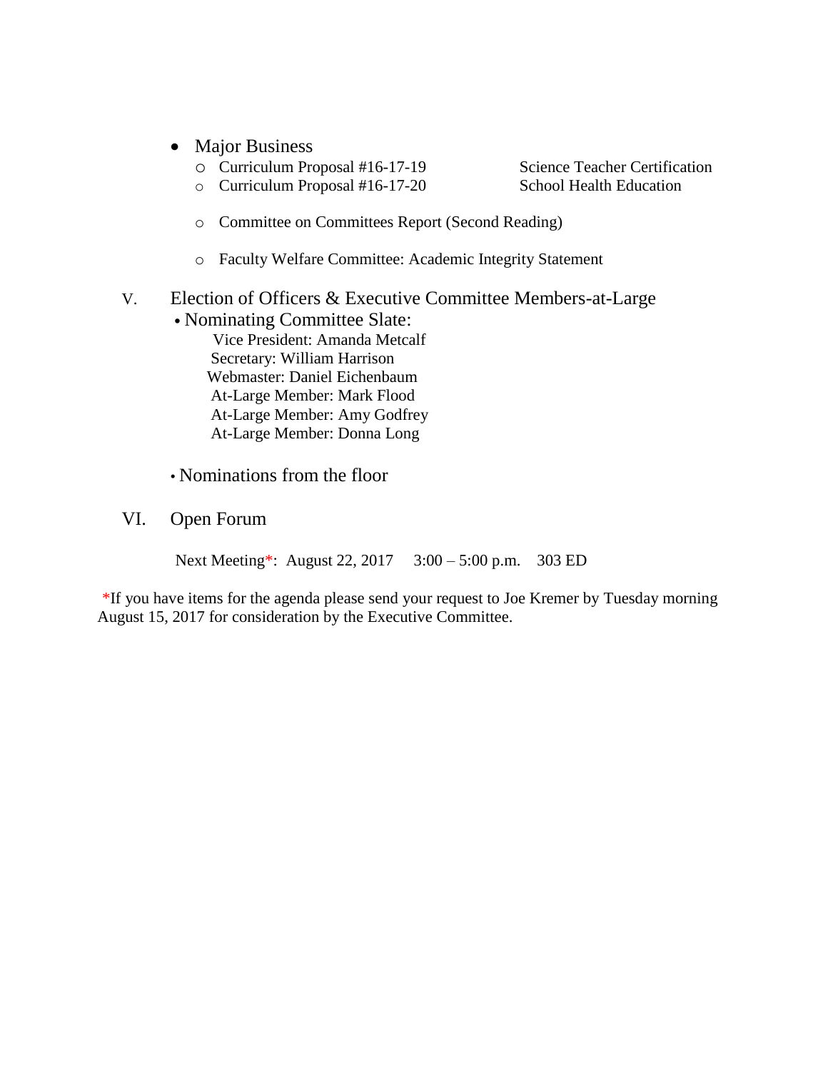- Major Business
  - Curriculum Proposal #16-17-19 Science Teacher Certification
  - Curriculum Proposal #16-17-20 School Health Education
  - Committee on Committees Report (Second Reading)
  - Faculty Welfare Committee: Academic Integrity Statement

V. Election of Officers & Executive Committee Members-at-Large

- Nominating Committee Slate:

  Vice President: Amanda Metcalf
  Secretary: William Harrison
  Webmaster: Daniel Eichenbaum
  At-Large Member: Mark Flood
  At-Large Member: Amy Godfrey
  At-Large Member: Donna Long

- Nominations from the floor

VI. Open Forum

Next Meeting*: August 22, 2017 3:00 – 5:00 p.m. 303 ED

*If you have items for the agenda please send your request to Joe Kremer by Tuesday morning August 15, 2017 for consideration by the Executive Committee.